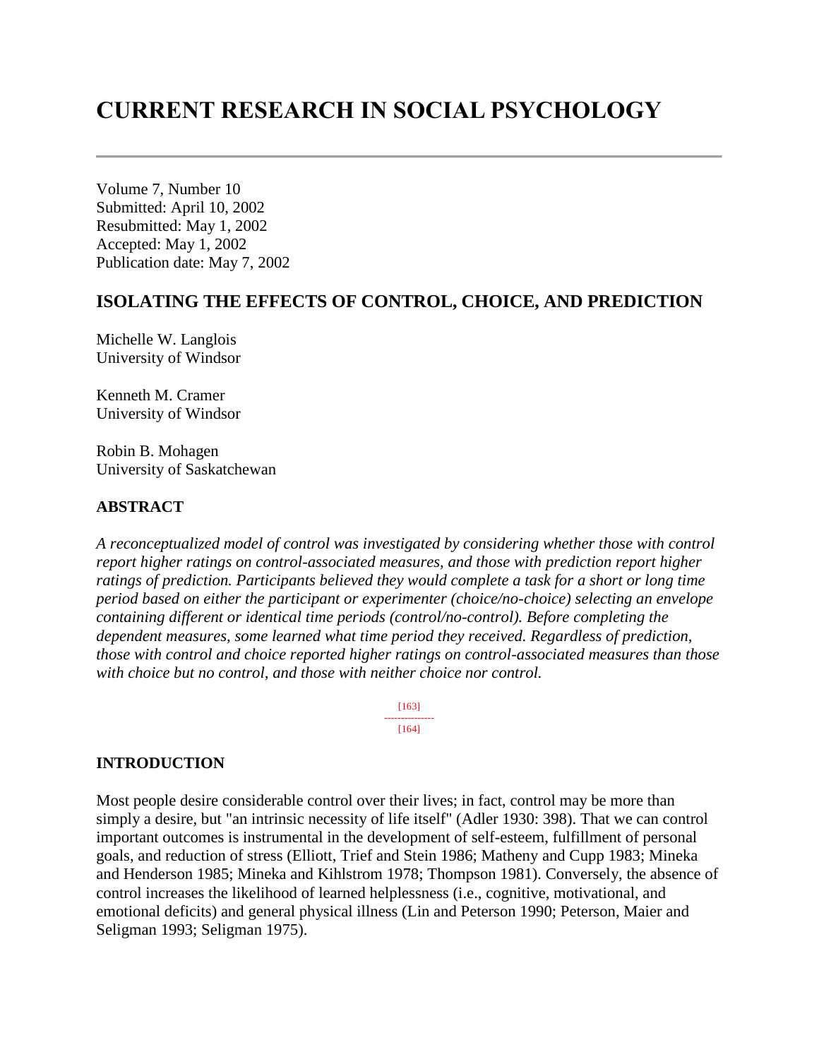# CURRENT RESEARCH IN SOCIAL PSYCHOLOGY

Volume 7, Number 10
Submitted: April 10, 2002
Resubmitted: May 1, 2002
Accepted: May 1, 2002
Publication date: May 7, 2002

## ISOLATING THE EFFECTS OF CONTROL, CHOICE, AND PREDICTION

Michelle W. Langlois
University of Windsor

Kenneth M. Cramer
University of Windsor

Robin B. Mohagen
University of Saskatchewan

### ABSTRACT

*A reconceptualized model of control was investigated by considering whether those with control report higher ratings on control-associated measures, and those with prediction report higher ratings of prediction. Participants believed they would complete a task for a short or long time period based on either the participant or experimenter (choice/no-choice) selecting an envelope containing different or identical time periods (control/no-control). Before completing the dependent measures, some learned what time period they received. Regardless of prediction, those with control and choice reported higher ratings on control-associated measures than those with choice but no control, and those with neither choice nor control.*

### INTRODUCTION

Most people desire considerable control over their lives; in fact, control may be more than simply a desire, but "an intrinsic necessity of life itself" (Adler 1930: 398). That we can control important outcomes is instrumental in the development of self-esteem, fulfillment of personal goals, and reduction of stress (Elliott, Trief and Stein 1986; Matheny and Cupp 1983; Mineka and Henderson 1985; Mineka and Kihlstrom 1978; Thompson 1981). Conversely, the absence of control increases the likelihood of learned helplessness (i.e., cognitive, motivational, and emotional deficits) and general physical illness (Lin and Peterson 1990; Peterson, Maier and Seligman 1993; Seligman 1975).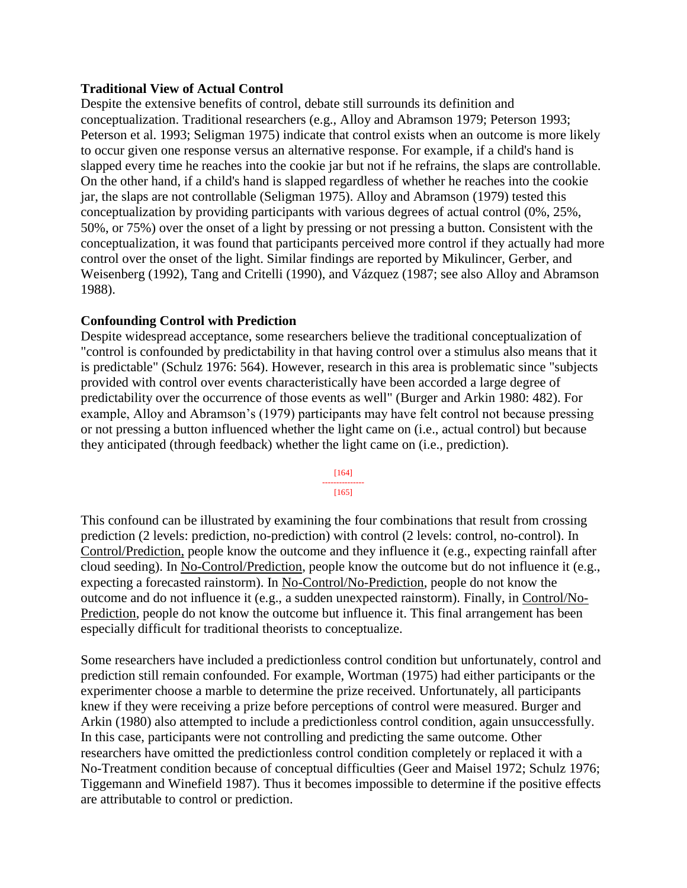### Traditional View of Actual Control

Despite the extensive benefits of control, debate still surrounds its definition and conceptualization. Traditional researchers (e.g., Alloy and Abramson 1979; Peterson 1993; Peterson et al. 1993; Seligman 1975) indicate that control exists when an outcome is more likely to occur given one response versus an alternative response. For example, if a child's hand is slapped every time he reaches into the cookie jar but not if he refrains, the slaps are controllable. On the other hand, if a child's hand is slapped regardless of whether he reaches into the cookie jar, the slaps are not controllable (Seligman 1975). Alloy and Abramson (1979) tested this conceptualization by providing participants with various degrees of actual control (0%, 25%, 50%, or 75%) over the onset of a light by pressing or not pressing a button. Consistent with the conceptualization, it was found that participants perceived more control if they actually had more control over the onset of the light. Similar findings are reported by Mikulincer, Gerber, and Weisenberg (1992), Tang and Critelli (1990), and Vázquez (1987; see also Alloy and Abramson 1988).

### Confounding Control with Prediction

Despite widespread acceptance, some researchers believe the traditional conceptualization of "control is confounded by predictability in that having control over a stimulus also means that it is predictable" (Schulz 1976: 564). However, research in this area is problematic since "subjects provided with control over events characteristically have been accorded a large degree of predictability over the occurrence of those events as well" (Burger and Arkin 1980: 482). For example, Alloy and Abramson's (1979) participants may have felt control not because pressing or not pressing a button influenced whether the light came on (i.e., actual control) but because they anticipated (through feedback) whether the light came on (i.e., prediction).

This confound can be illustrated by examining the four combinations that result from crossing prediction (2 levels: prediction, no-prediction) with control (2 levels: control, no-control). In Control/Prediction, people know the outcome and they influence it (e.g., expecting rainfall after cloud seeding). In No-Control/Prediction, people know the outcome but do not influence it (e.g., expecting a forecasted rainstorm). In No-Control/No-Prediction, people do not know the outcome and do not influence it (e.g., a sudden unexpected rainstorm). Finally, in Control/No-Prediction, people do not know the outcome but influence it. This final arrangement has been especially difficult for traditional theorists to conceptualize.

Some researchers have included a predictionless control condition but unfortunately, control and prediction still remain confounded. For example, Wortman (1975) had either participants or the experimenter choose a marble to determine the prize received. Unfortunately, all participants knew if they were receiving a prize before perceptions of control were measured. Burger and Arkin (1980) also attempted to include a predictionless control condition, again unsuccessfully. In this case, participants were not controlling and predicting the same outcome. Other researchers have omitted the predictionless control condition completely or replaced it with a No-Treatment condition because of conceptual difficulties (Geer and Maisel 1972; Schulz 1976; Tiggemann and Winefield 1987). Thus it becomes impossible to determine if the positive effects are attributable to control or prediction.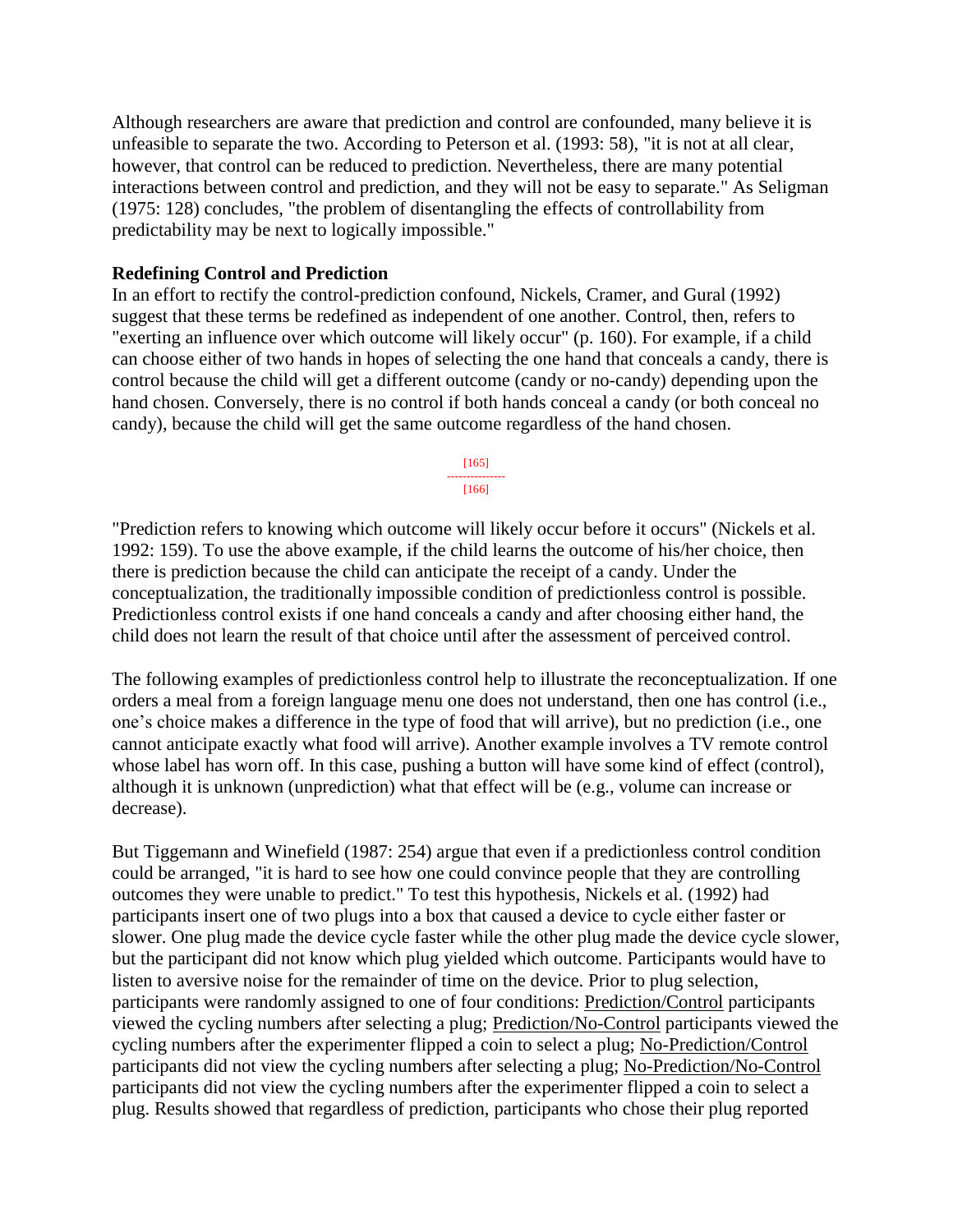Although researchers are aware that prediction and control are confounded, many believe it is unfeasible to separate the two. According to Peterson et al. (1993: 58), "it is not at all clear, however, that control can be reduced to prediction. Nevertheless, there are many potential interactions between control and prediction, and they will not be easy to separate." As Seligman (1975: 128) concludes, "the problem of disentangling the effects of controllability from predictability may be next to logically impossible."

**Redefining Control and Prediction**

In an effort to rectify the control-prediction confound, Nickels, Cramer, and Gural (1992) suggest that these terms be redefined as independent of one another. Control, then, refers to "exerting an influence over which outcome will likely occur" (p. 160). For example, if a child can choose either of two hands in hopes of selecting the one hand that conceals a candy, there is control because the child will get a different outcome (candy or no-candy) depending upon the hand chosen. Conversely, there is no control if both hands conceal a candy (or both conceal no candy), because the child will get the same outcome regardless of the hand chosen.

"Prediction refers to knowing which outcome will likely occur before it occurs" (Nickels et al. 1992: 159). To use the above example, if the child learns the outcome of his/her choice, then there is prediction because the child can anticipate the receipt of a candy. Under the conceptualization, the traditionally impossible condition of predictionless control is possible. Predictionless control exists if one hand conceals a candy and after choosing either hand, the child does not learn the result of that choice until after the assessment of perceived control.

The following examples of predictionless control help to illustrate the reconceptualization. If one orders a meal from a foreign language menu one does not understand, then one has control (i.e., one's choice makes a difference in the type of food that will arrive), but no prediction (i.e., one cannot anticipate exactly what food will arrive). Another example involves a TV remote control whose label has worn off. In this case, pushing a button will have some kind of effect (control), although it is unknown (unprediction) what that effect will be (e.g., volume can increase or decrease).

But Tiggemann and Winefield (1987: 254) argue that even if a predictionless control condition could be arranged, "it is hard to see how one could convince people that they are controlling outcomes they were unable to predict." To test this hypothesis, Nickels et al. (1992) had participants insert one of two plugs into a box that caused a device to cycle either faster or slower. One plug made the device cycle faster while the other plug made the device cycle slower, but the participant did not know which plug yielded which outcome. Participants would have to listen to aversive noise for the remainder of time on the device. Prior to plug selection, participants were randomly assigned to one of four conditions: Prediction/Control participants viewed the cycling numbers after selecting a plug; Prediction/No-Control participants viewed the cycling numbers after the experimenter flipped a coin to select a plug; No-Prediction/Control participants did not view the cycling numbers after selecting a plug; No-Prediction/No-Control participants did not view the cycling numbers after the experimenter flipped a coin to select a plug. Results showed that regardless of prediction, participants who chose their plug reported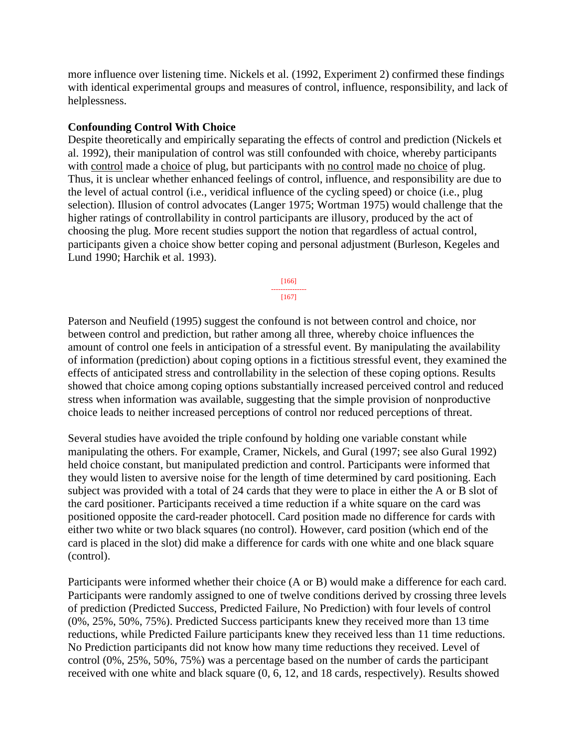more influence over listening time. Nickels et al. (1992, Experiment 2) confirmed these findings with identical experimental groups and measures of control, influence, responsibility, and lack of helplessness.

**Confounding Control With Choice**

Despite theoretically and empirically separating the effects of control and prediction (Nickels et al. 1992), their manipulation of control was still confounded with choice, whereby participants with control made a choice of plug, but participants with no control made no choice of plug. Thus, it is unclear whether enhanced feelings of control, influence, and responsibility are due to the level of actual control (i.e., veridical influence of the cycling speed) or choice (i.e., plug selection). Illusion of control advocates (Langer 1975; Wortman 1975) would challenge that the higher ratings of controllability in control participants are illusory, produced by the act of choosing the plug. More recent studies support the notion that regardless of actual control, participants given a choice show better coping and personal adjustment (Burleson, Kegeles and Lund 1990; Harchik et al. 1993).

Paterson and Neufield (1995) suggest the confound is not between control and choice, nor between control and prediction, but rather among all three, whereby choice influences the amount of control one feels in anticipation of a stressful event. By manipulating the availability of information (prediction) about coping options in a fictitious stressful event, they examined the effects of anticipated stress and controllability in the selection of these coping options. Results showed that choice among coping options substantially increased perceived control and reduced stress when information was available, suggesting that the simple provision of nonproductive choice leads to neither increased perceptions of control nor reduced perceptions of threat.

Several studies have avoided the triple confound by holding one variable constant while manipulating the others. For example, Cramer, Nickels, and Gural (1997; see also Gural 1992) held choice constant, but manipulated prediction and control. Participants were informed that they would listen to aversive noise for the length of time determined by card positioning. Each subject was provided with a total of 24 cards that they were to place in either the A or B slot of the card positioner. Participants received a time reduction if a white square on the card was positioned opposite the card-reader photocell. Card position made no difference for cards with either two white or two black squares (no control). However, card position (which end of the card is placed in the slot) did make a difference for cards with one white and one black square (control).

Participants were informed whether their choice (A or B) would make a difference for each card. Participants were randomly assigned to one of twelve conditions derived by crossing three levels of prediction (Predicted Success, Predicted Failure, No Prediction) with four levels of control (0%, 25%, 50%, 75%). Predicted Success participants knew they received more than 13 time reductions, while Predicted Failure participants knew they received less than 11 time reductions. No Prediction participants did not know how many time reductions they received. Level of control (0%, 25%, 50%, 75%) was a percentage based on the number of cards the participant received with one white and black square (0, 6, 12, and 18 cards, respectively). Results showed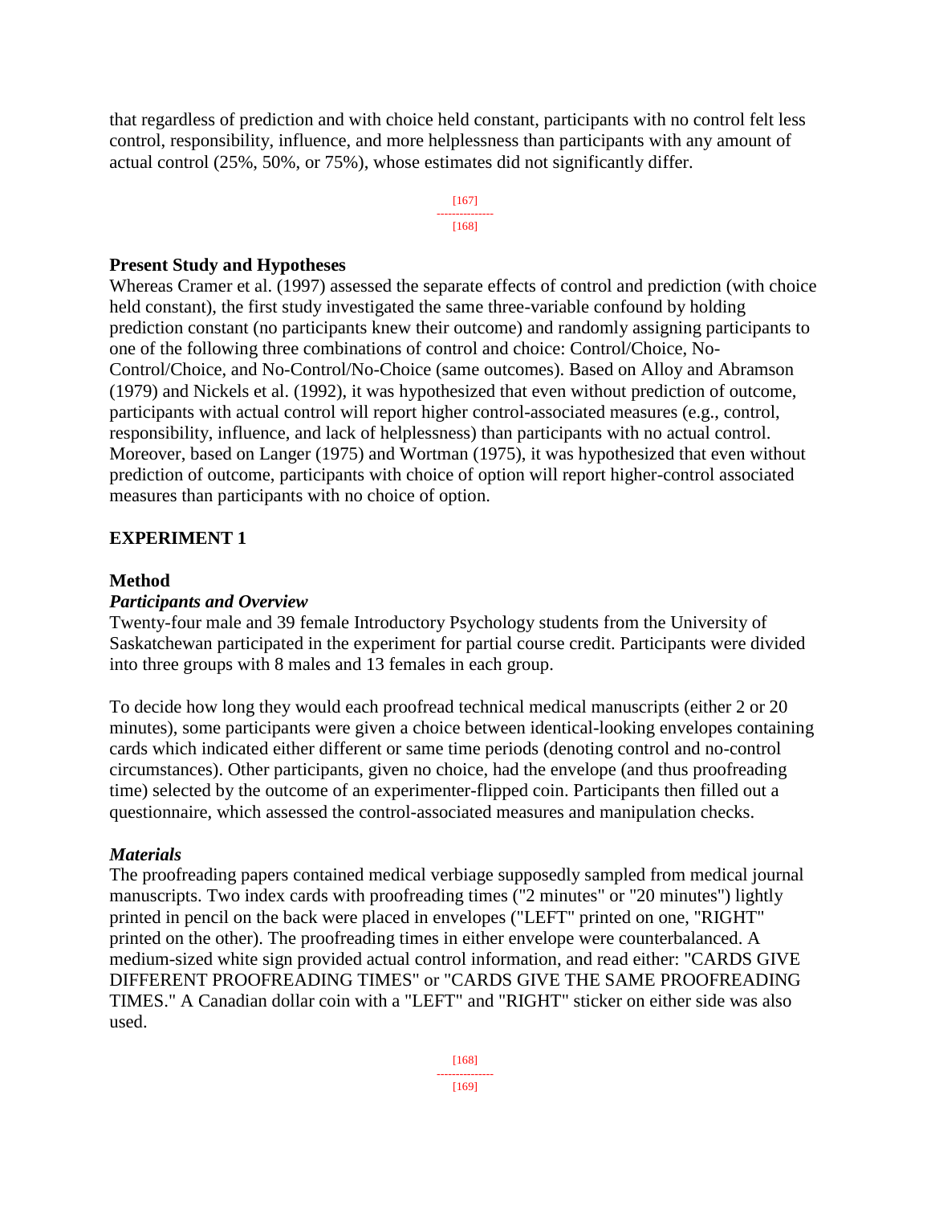that regardless of prediction and with choice held constant, participants with no control felt less control, responsibility, influence, and more helplessness than participants with any amount of actual control (25%, 50%, or 75%), whose estimates did not significantly differ.

## Present Study and Hypotheses

Whereas Cramer et al. (1997) assessed the separate effects of control and prediction (with choice held constant), the first study investigated the same three-variable confound by holding prediction constant (no participants knew their outcome) and randomly assigning participants to one of the following three combinations of control and choice: Control/Choice, No-Control/Choice, and No-Control/No-Choice (same outcomes). Based on Alloy and Abramson (1979) and Nickels et al. (1992), it was hypothesized that even without prediction of outcome, participants with actual control will report higher control-associated measures (e.g., control, responsibility, influence, and lack of helplessness) than participants with no actual control. Moreover, based on Langer (1975) and Wortman (1975), it was hypothesized that even without prediction of outcome, participants with choice of option will report higher-control associated measures than participants with no choice of option.

## EXPERIMENT 1

### Method

#### *Participants and Overview*

Twenty-four male and 39 female Introductory Psychology students from the University of Saskatchewan participated in the experiment for partial course credit. Participants were divided into three groups with 8 males and 13 females in each group.

To decide how long they would each proofread technical medical manuscripts (either 2 or 20 minutes), some participants were given a choice between identical-looking envelopes containing cards which indicated either different or same time periods (denoting control and no-control circumstances). Other participants, given no choice, had the envelope (and thus proofreading time) selected by the outcome of an experimenter-flipped coin. Participants then filled out a questionnaire, which assessed the control-associated measures and manipulation checks.

#### *Materials*

The proofreading papers contained medical verbiage supposedly sampled from medical journal manuscripts. Two index cards with proofreading times ("2 minutes" or "20 minutes") lightly printed in pencil on the back were placed in envelopes ("LEFT" printed on one, "RIGHT" printed on the other). The proofreading times in either envelope were counterbalanced. A medium-sized white sign provided actual control information, and read either: "CARDS GIVE DIFFERENT PROOFREADING TIMES" or "CARDS GIVE THE SAME PROOFREADING TIMES." A Canadian dollar coin with a "LEFT" and "RIGHT" sticker on either side was also used.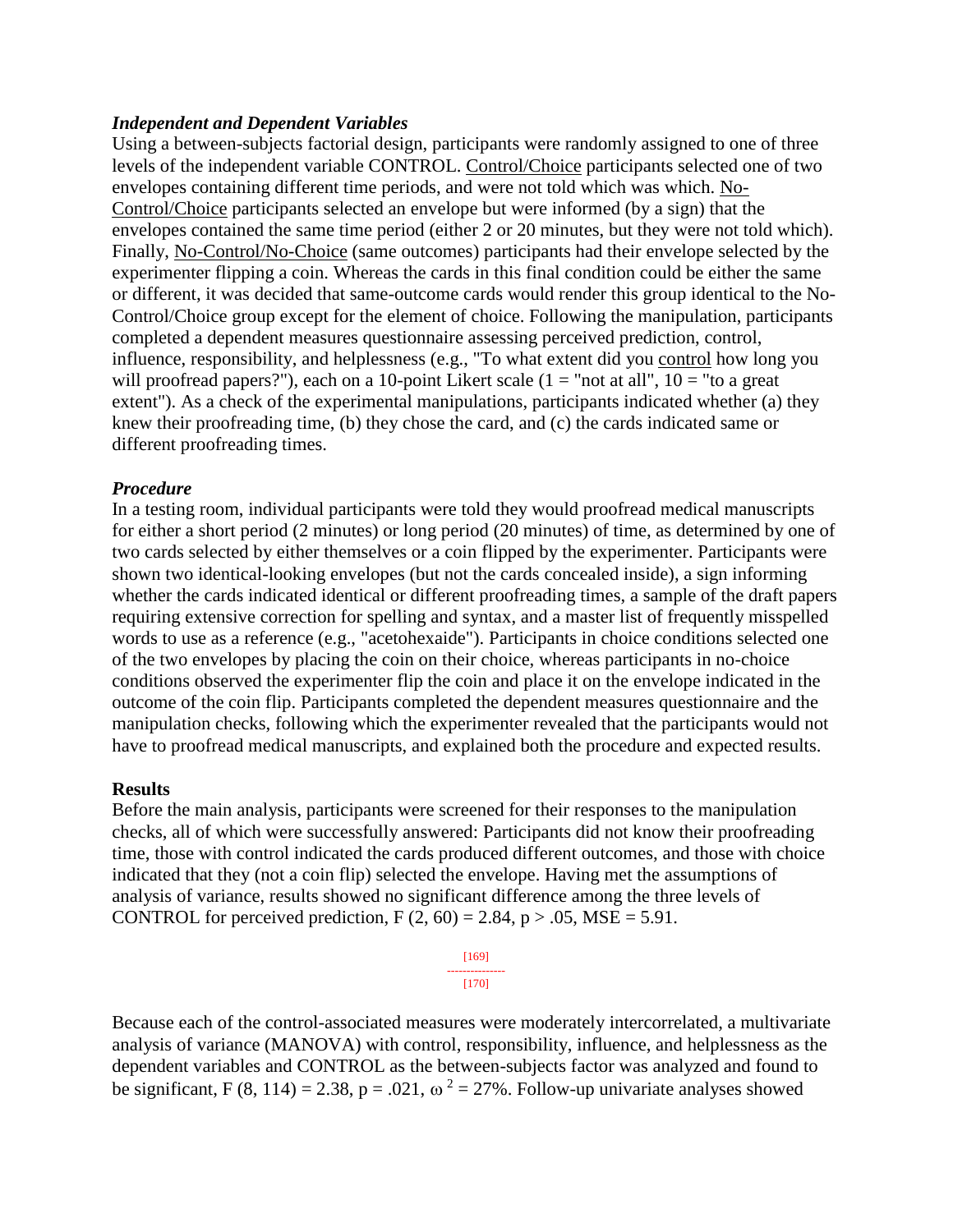### *Independent and Dependent Variables*

Using a between-subjects factorial design, participants were randomly assigned to one of three levels of the independent variable CONTROL. Control/Choice participants selected one of two envelopes containing different time periods, and were not told which was which. No-Control/Choice participants selected an envelope but were informed (by a sign) that the envelopes contained the same time period (either 2 or 20 minutes, but they were not told which). Finally, No-Control/No-Choice (same outcomes) participants had their envelope selected by the experimenter flipping a coin. Whereas the cards in this final condition could be either the same or different, it was decided that same-outcome cards would render this group identical to the No-Control/Choice group except for the element of choice. Following the manipulation, participants completed a dependent measures questionnaire assessing perceived prediction, control, influence, responsibility, and helplessness (e.g., "To what extent did you control how long you will proofread papers?"), each on a 10-point Likert scale (1 = "not at all", 10 = "to a great extent"). As a check of the experimental manipulations, participants indicated whether (a) they knew their proofreading time, (b) they chose the card, and (c) the cards indicated same or different proofreading times.

### *Procedure*

In a testing room, individual participants were told they would proofread medical manuscripts for either a short period (2 minutes) or long period (20 minutes) of time, as determined by one of two cards selected by either themselves or a coin flipped by the experimenter. Participants were shown two identical-looking envelopes (but not the cards concealed inside), a sign informing whether the cards indicated identical or different proofreading times, a sample of the draft papers requiring extensive correction for spelling and syntax, and a master list of frequently misspelled words to use as a reference (e.g., "acetohexaide"). Participants in choice conditions selected one of the two envelopes by placing the coin on their choice, whereas participants in no-choice conditions observed the experimenter flip the coin and place it on the envelope indicated in the outcome of the coin flip. Participants completed the dependent measures questionnaire and the manipulation checks, following which the experimenter revealed that the participants would not have to proofread medical manuscripts, and explained both the procedure and expected results.

## Results

Before the main analysis, participants were screened for their responses to the manipulation checks, all of which were successfully answered: Participants did not know their proofreading time, those with control indicated the cards produced different outcomes, and those with choice indicated that they (not a coin flip) selected the envelope. Having met the assumptions of analysis of variance, results showed no significant difference among the three levels of CONTROL for perceived prediction, $F(2, 60) = 2.84$, $p > .05$, $MSE = 5.91$.

Because each of the control-associated measures were moderately intercorrelated, a multivariate analysis of variance (MANOVA) with control, responsibility, influence, and helplessness as the dependent variables and CONTROL as the between-subjects factor was analyzed and found to be significant, $F(8, 114) = 2.38$, $p = .021$, $\omega^2 = 27\%$. Follow-up univariate analyses showed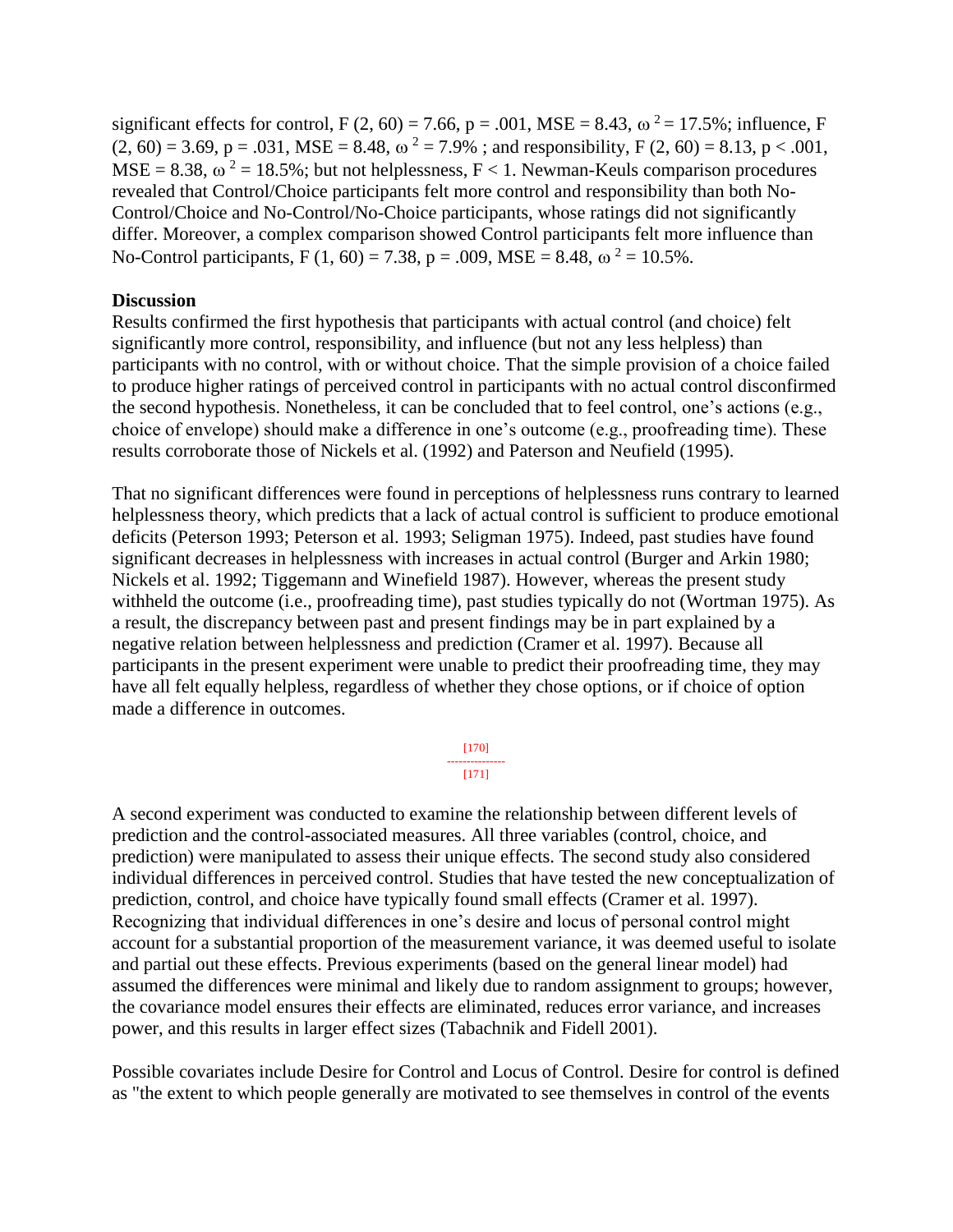significant effects for control, $F(2, 60) = 7.66$, $p = .001$, $MSE = 8.43$, $\omega^2 = 17.5\%$; influence, $F(2, 60) = 3.69$, $p = .031$, $MSE = 8.48$, $\omega^2 = 7.9\%$ ; and responsibility, $F(2, 60) = 8.13$, $p < .001$, $MSE = 8.38$, $\omega^2 = 18.5\%$; but not helplessness, $F < 1$. Newman-Keuls comparison procedures revealed that Control/Choice participants felt more control and responsibility than both No-Control/Choice and No-Control/No-Choice participants, whose ratings did not significantly differ. Moreover, a complex comparison showed Control participants felt more influence than No-Control participants, $F(1, 60) = 7.38$, $p = .009$, $MSE = 8.48$, $\omega^2 = 10.5\%$.

**Discussion**

Results confirmed the first hypothesis that participants with actual control (and choice) felt significantly more control, responsibility, and influence (but not any less helpless) than participants with no control, with or without choice. That the simple provision of a choice failed to produce higher ratings of perceived control in participants with no actual control disconfirmed the second hypothesis. Nonetheless, it can be concluded that to feel control, one's actions (e.g., choice of envelope) should make a difference in one's outcome (e.g., proofreading time). These results corroborate those of Nickels et al. (1992) and Paterson and Neufield (1995).

That no significant differences were found in perceptions of helplessness runs contrary to learned helplessness theory, which predicts that a lack of actual control is sufficient to produce emotional deficits (Peterson 1993; Peterson et al. 1993; Seligman 1975). Indeed, past studies have found significant decreases in helplessness with increases in actual control (Burger and Arkin 1980; Nickels et al. 1992; Tiggemann and Winefield 1987). However, whereas the present study withheld the outcome (i.e., proofreading time), past studies typically do not (Wortman 1975). As a result, the discrepancy between past and present findings may be in part explained by a negative relation between helplessness and prediction (Cramer et al. 1997). Because all participants in the present experiment were unable to predict their proofreading time, they may have all felt equally helpless, regardless of whether they chose options, or if choice of option made a difference in outcomes.

A second experiment was conducted to examine the relationship between different levels of prediction and the control-associated measures. All three variables (control, choice, and prediction) were manipulated to assess their unique effects. The second study also considered individual differences in perceived control. Studies that have tested the new conceptualization of prediction, control, and choice have typically found small effects (Cramer et al. 1997). Recognizing that individual differences in one's desire and locus of personal control might account for a substantial proportion of the measurement variance, it was deemed useful to isolate and partial out these effects. Previous experiments (based on the general linear model) had assumed the differences were minimal and likely due to random assignment to groups; however, the covariance model ensures their effects are eliminated, reduces error variance, and increases power, and this results in larger effect sizes (Tabachnik and Fidell 2001).

Possible covariates include Desire for Control and Locus of Control. Desire for control is defined as "the extent to which people generally are motivated to see themselves in control of the events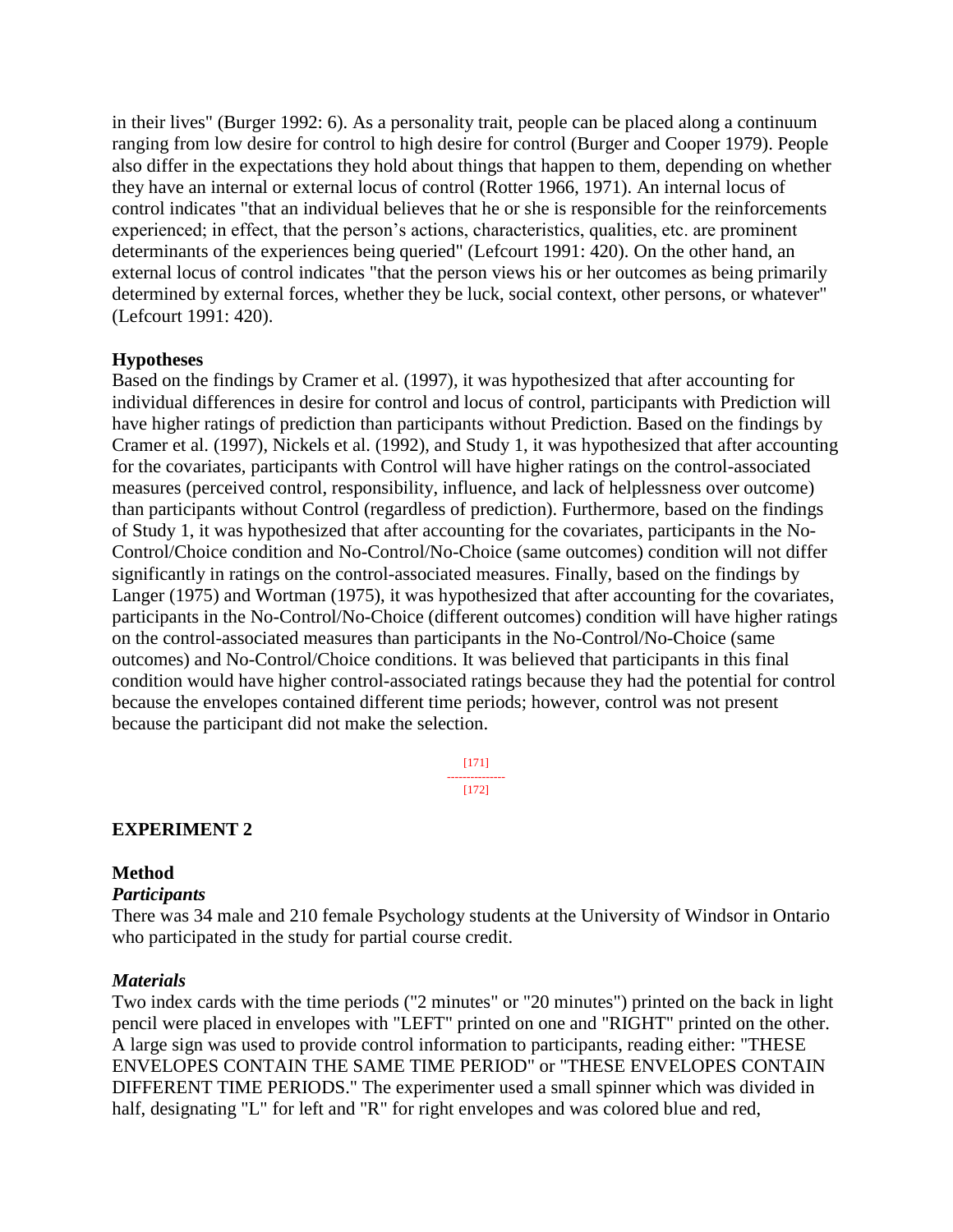in their lives" (Burger 1992: 6). As a personality trait, people can be placed along a continuum ranging from low desire for control to high desire for control (Burger and Cooper 1979). People also differ in the expectations they hold about things that happen to them, depending on whether they have an internal or external locus of control (Rotter 1966, 1971). An internal locus of control indicates "that an individual believes that he or she is responsible for the reinforcements experienced; in effect, that the person's actions, characteristics, qualities, etc. are prominent determinants of the experiences being queried" (Lefcourt 1991: 420). On the other hand, an external locus of control indicates "that the person views his or her outcomes as being primarily determined by external forces, whether they be luck, social context, other persons, or whatever" (Lefcourt 1991: 420).

**Hypotheses**

Based on the findings by Cramer et al. (1997), it was hypothesized that after accounting for individual differences in desire for control and locus of control, participants with Prediction will have higher ratings of prediction than participants without Prediction. Based on the findings by Cramer et al. (1997), Nickels et al. (1992), and Study 1, it was hypothesized that after accounting for the covariates, participants with Control will have higher ratings on the control-associated measures (perceived control, responsibility, influence, and lack of helplessness over outcome) than participants without Control (regardless of prediction). Furthermore, based on the findings of Study 1, it was hypothesized that after accounting for the covariates, participants in the No-Control/Choice condition and No-Control/No-Choice (same outcomes) condition will not differ significantly in ratings on the control-associated measures. Finally, based on the findings by Langer (1975) and Wortman (1975), it was hypothesized that after accounting for the covariates, participants in the No-Control/No-Choice (different outcomes) condition will have higher ratings on the control-associated measures than participants in the No-Control/No-Choice (same outcomes) and No-Control/Choice conditions. It was believed that participants in this final condition would have higher control-associated ratings because they had the potential for control because the envelopes contained different time periods; however, control was not present because the participant did not make the selection.

## EXPERIMENT 2

### Method

#### *Participants*

There was 34 male and 210 female Psychology students at the University of Windsor in Ontario who participated in the study for partial course credit.

#### *Materials*

Two index cards with the time periods ("2 minutes" or "20 minutes") printed on the back in light pencil were placed in envelopes with "LEFT" printed on one and "RIGHT" printed on the other. A large sign was used to provide control information to participants, reading either: "THESE ENVELOPES CONTAIN THE SAME TIME PERIOD" or "THESE ENVELOPES CONTAIN DIFFERENT TIME PERIODS." The experimenter used a small spinner which was divided in half, designating "L" for left and "R" for right envelopes and was colored blue and red,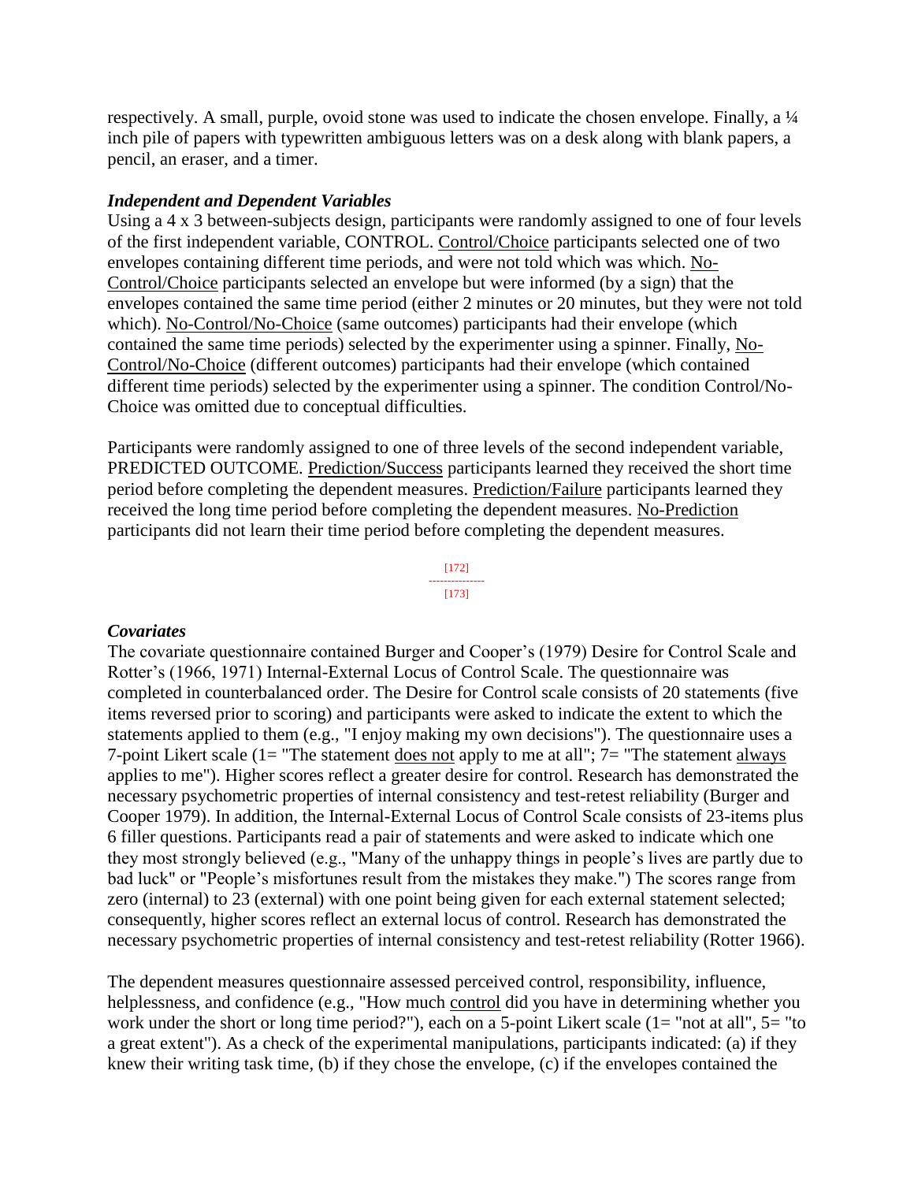respectively. A small, purple, ovoid stone was used to indicate the chosen envelope. Finally, a ¼ inch pile of papers with typewritten ambiguous letters was on a desk along with blank papers, a pencil, an eraser, and a timer.

### *Independent and Dependent Variables*

Using a 4 x 3 between-subjects design, participants were randomly assigned to one of four levels of the first independent variable, CONTROL. Control/Choice participants selected one of two envelopes containing different time periods, and were not told which was which. No-Control/Choice participants selected an envelope but were informed (by a sign) that the envelopes contained the same time period (either 2 minutes or 20 minutes, but they were not told which). No-Control/No-Choice (same outcomes) participants had their envelope (which contained the same time periods) selected by the experimenter using a spinner. Finally, No-Control/No-Choice (different outcomes) participants had their envelope (which contained different time periods) selected by the experimenter using a spinner. The condition Control/No-Choice was omitted due to conceptual difficulties.

Participants were randomly assigned to one of three levels of the second independent variable, PREDICTED OUTCOME. Prediction/Success participants learned they received the short time period before completing the dependent measures. Prediction/Failure participants learned they received the long time period before completing the dependent measures. No-Prediction participants did not learn their time period before completing the dependent measures.

### *Covariates*

The covariate questionnaire contained Burger and Cooper's (1979) Desire for Control Scale and Rotter's (1966, 1971) Internal-External Locus of Control Scale. The questionnaire was completed in counterbalanced order. The Desire for Control scale consists of 20 statements (five items reversed prior to scoring) and participants were asked to indicate the extent to which the statements applied to them (e.g., "I enjoy making my own decisions"). The questionnaire uses a 7-point Likert scale (1= "The statement does not apply to me at all"; 7= "The statement always applies to me"). Higher scores reflect a greater desire for control. Research has demonstrated the necessary psychometric properties of internal consistency and test-retest reliability (Burger and Cooper 1979). In addition, the Internal-External Locus of Control Scale consists of 23-items plus 6 filler questions. Participants read a pair of statements and were asked to indicate which one they most strongly believed (e.g., "Many of the unhappy things in people's lives are partly due to bad luck" or "People's misfortunes result from the mistakes they make.") The scores range from zero (internal) to 23 (external) with one point being given for each external statement selected; consequently, higher scores reflect an external locus of control. Research has demonstrated the necessary psychometric properties of internal consistency and test-retest reliability (Rotter 1966).

The dependent measures questionnaire assessed perceived control, responsibility, influence, helplessness, and confidence (e.g., "How much control did you have in determining whether you work under the short or long time period?"), each on a 5-point Likert scale (1= "not at all", 5= "to a great extent"). As a check of the experimental manipulations, participants indicated: (a) if they knew their writing task time, (b) if they chose the envelope, (c) if the envelopes contained the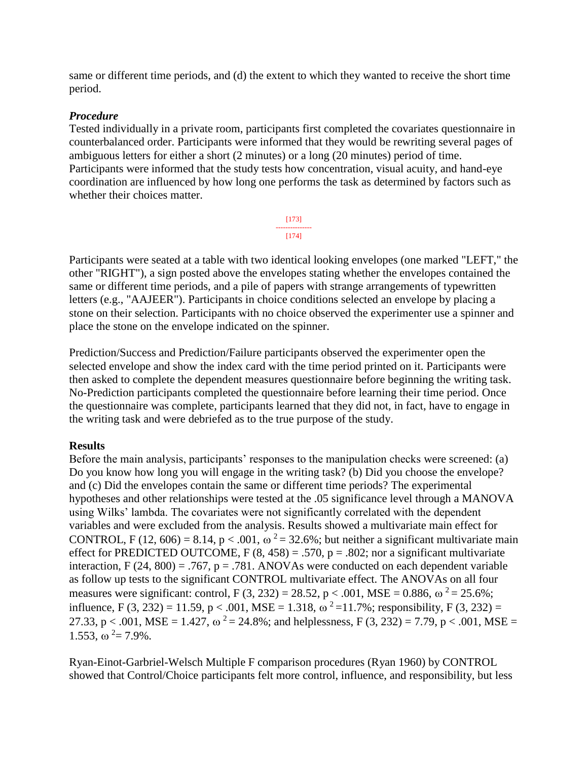same or different time periods, and (d) the extent to which they wanted to receive the short time period.

### *Procedure*

Tested individually in a private room, participants first completed the covariates questionnaire in counterbalanced order. Participants were informed that they would be rewriting several pages of ambiguous letters for either a short (2 minutes) or a long (20 minutes) period of time. Participants were informed that the study tests how concentration, visual acuity, and hand-eye coordination are influenced by how long one performs the task as determined by factors such as whether their choices matter.

Participants were seated at a table with two identical looking envelopes (one marked "LEFT," the other "RIGHT"), a sign posted above the envelopes stating whether the envelopes contained the same or different time periods, and a pile of papers with strange arrangements of typewritten letters (e.g., "AAJEER"). Participants in choice conditions selected an envelope by placing a stone on their selection. Participants with no choice observed the experimenter use a spinner and place the stone on the envelope indicated on the spinner.

Prediction/Success and Prediction/Failure participants observed the experimenter open the selected envelope and show the index card with the time period printed on it. Participants were then asked to complete the dependent measures questionnaire before beginning the writing task. No-Prediction participants completed the questionnaire before learning their time period. Once the questionnaire was complete, participants learned that they did not, in fact, have to engage in the writing task and were debriefed as to the true purpose of the study.

### **Results**

Before the main analysis, participants' responses to the manipulation checks were screened: (a) Do you know how long you will engage in the writing task? (b) Did you choose the envelope? and (c) Did the envelopes contain the same or different time periods? The experimental hypotheses and other relationships were tested at the .05 significance level through a MANOVA using Wilks' lambda. The covariates were not significantly correlated with the dependent variables and were excluded from the analysis. Results showed a multivariate main effect for CONTROL, $F(12, 606) = 8.14$, $p < .001$, $\omega^2 = 32.6\%$; but neither a significant multivariate main effect for PREDICTED OUTCOME, $F(8, 458) = .570$, $p = .802$; nor a significant multivariate interaction, $F(24, 800) = .767$, $p = .781$. ANOVAs were conducted on each dependent variable as follow up tests to the significant CONTROL multivariate effect. The ANOVAs on all four measures were significant: control, $F(3, 232) = 28.52$, $p < .001$, $MSE = 0.886$, $\omega^2 = 25.6\%$; influence, $F(3, 232) = 11.59$, $p < .001$, $MSE = 1.318$, $\omega^2 = 11.7\%$; responsibility, $F(3, 232) = 27.33$, $p < .001$, $MSE = 1.427$, $\omega^2 = 24.8\%$; and helplessness, $F(3, 232) = 7.79$, $p < .001$, $MSE = 1.553$, $\omega^2 = 7.9\%$.

Ryan-Einot-Garbriel-Welsch Multiple F comparison procedures (Ryan 1960) by CONTROL showed that Control/Choice participants felt more control, influence, and responsibility, but less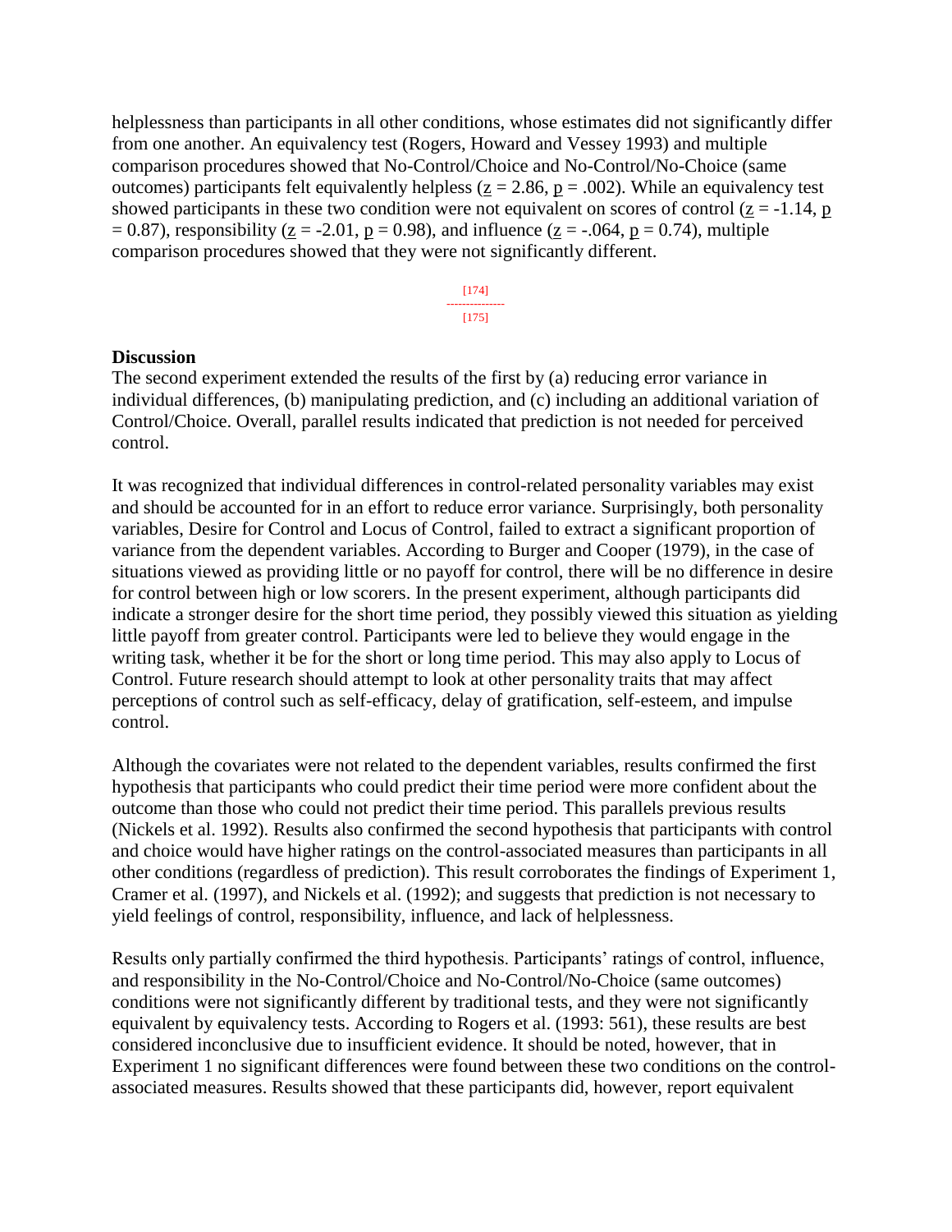helplessness than participants in all other conditions, whose estimates did not significantly differ from one another. An equivalency test (Rogers, Howard and Vessey 1993) and multiple comparison procedures showed that No-Control/Choice and No-Control/No-Choice (same outcomes) participants felt equivalently helpless ($z = 2.86$, $p = .002$). While an equivalency test showed participants in these two condition were not equivalent on scores of control ($z = -1.14$, $p = 0.87$), responsibility ($z = -2.01$, $p = 0.98$), and influence ($z = -.064$, $p = 0.74$), multiple comparison procedures showed that they were not significantly different.

[174]
---------------
[175]

**Discussion**

The second experiment extended the results of the first by (a) reducing error variance in individual differences, (b) manipulating prediction, and (c) including an additional variation of Control/Choice. Overall, parallel results indicated that prediction is not needed for perceived control.

It was recognized that individual differences in control-related personality variables may exist and should be accounted for in an effort to reduce error variance. Surprisingly, both personality variables, Desire for Control and Locus of Control, failed to extract a significant proportion of variance from the dependent variables. According to Burger and Cooper (1979), in the case of situations viewed as providing little or no payoff for control, there will be no difference in desire for control between high or low scorers. In the present experiment, although participants did indicate a stronger desire for the short time period, they possibly viewed this situation as yielding little payoff from greater control. Participants were led to believe they would engage in the writing task, whether it be for the short or long time period. This may also apply to Locus of Control. Future research should attempt to look at other personality traits that may affect perceptions of control such as self-efficacy, delay of gratification, self-esteem, and impulse control.

Although the covariates were not related to the dependent variables, results confirmed the first hypothesis that participants who could predict their time period were more confident about the outcome than those who could not predict their time period. This parallels previous results (Nickels et al. 1992). Results also confirmed the second hypothesis that participants with control and choice would have higher ratings on the control-associated measures than participants in all other conditions (regardless of prediction). This result corroborates the findings of Experiment 1, Cramer et al. (1997), and Nickels et al. (1992); and suggests that prediction is not necessary to yield feelings of control, responsibility, influence, and lack of helplessness.

Results only partially confirmed the third hypothesis. Participants' ratings of control, influence, and responsibility in the No-Control/Choice and No-Control/No-Choice (same outcomes) conditions were not significantly different by traditional tests, and they were not significantly equivalent by equivalency tests. According to Rogers et al. (1993: 561), these results are best considered inconclusive due to insufficient evidence. It should be noted, however, that in Experiment 1 no significant differences were found between these two conditions on the control-associated measures. Results showed that these participants did, however, report equivalent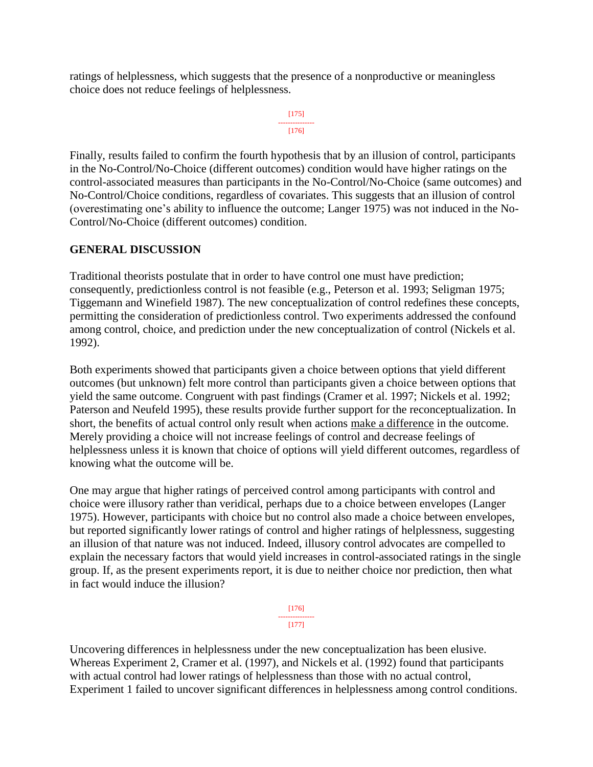ratings of helplessness, which suggests that the presence of a nonproductive or meaningless choice does not reduce feelings of helplessness.

Finally, results failed to confirm the fourth hypothesis that by an illusion of control, participants in the No-Control/No-Choice (different outcomes) condition would have higher ratings on the control-associated measures than participants in the No-Control/No-Choice (same outcomes) and No-Control/Choice conditions, regardless of covariates. This suggests that an illusion of control (overestimating one's ability to influence the outcome; Langer 1975) was not induced in the No-Control/No-Choice (different outcomes) condition.

## GENERAL DISCUSSION

Traditional theorists postulate that in order to have control one must have prediction; consequently, predictionless control is not feasible (e.g., Peterson et al. 1993; Seligman 1975; Tiggemann and Winefield 1987). The new conceptualization of control redefines these concepts, permitting the consideration of predictionless control. Two experiments addressed the confound among control, choice, and prediction under the new conceptualization of control (Nickels et al. 1992).

Both experiments showed that participants given a choice between options that yield different outcomes (but unknown) felt more control than participants given a choice between options that yield the same outcome. Congruent with past findings (Cramer et al. 1997; Nickels et al. 1992; Paterson and Neufeld 1995), these results provide further support for the reconceptualization. In short, the benefits of actual control only result when actions <u>make a difference</u> in the outcome. Merely providing a choice will not increase feelings of control and decrease feelings of helplessness unless it is known that choice of options will yield different outcomes, regardless of knowing what the outcome will be.

One may argue that higher ratings of perceived control among participants with control and choice were illusory rather than veridical, perhaps due to a choice between envelopes (Langer 1975). However, participants with choice but no control also made a choice between envelopes, but reported significantly lower ratings of control and higher ratings of helplessness, suggesting an illusion of that nature was not induced. Indeed, illusory control advocates are compelled to explain the necessary factors that would yield increases in control-associated ratings in the single group. If, as the present experiments report, it is due to neither choice nor prediction, then what in fact would induce the illusion?

Uncovering differences in helplessness under the new conceptualization has been elusive. Whereas Experiment 2, Cramer et al. (1997), and Nickels et al. (1992) found that participants with actual control had lower ratings of helplessness than those with no actual control, Experiment 1 failed to uncover significant differences in helplessness among control conditions.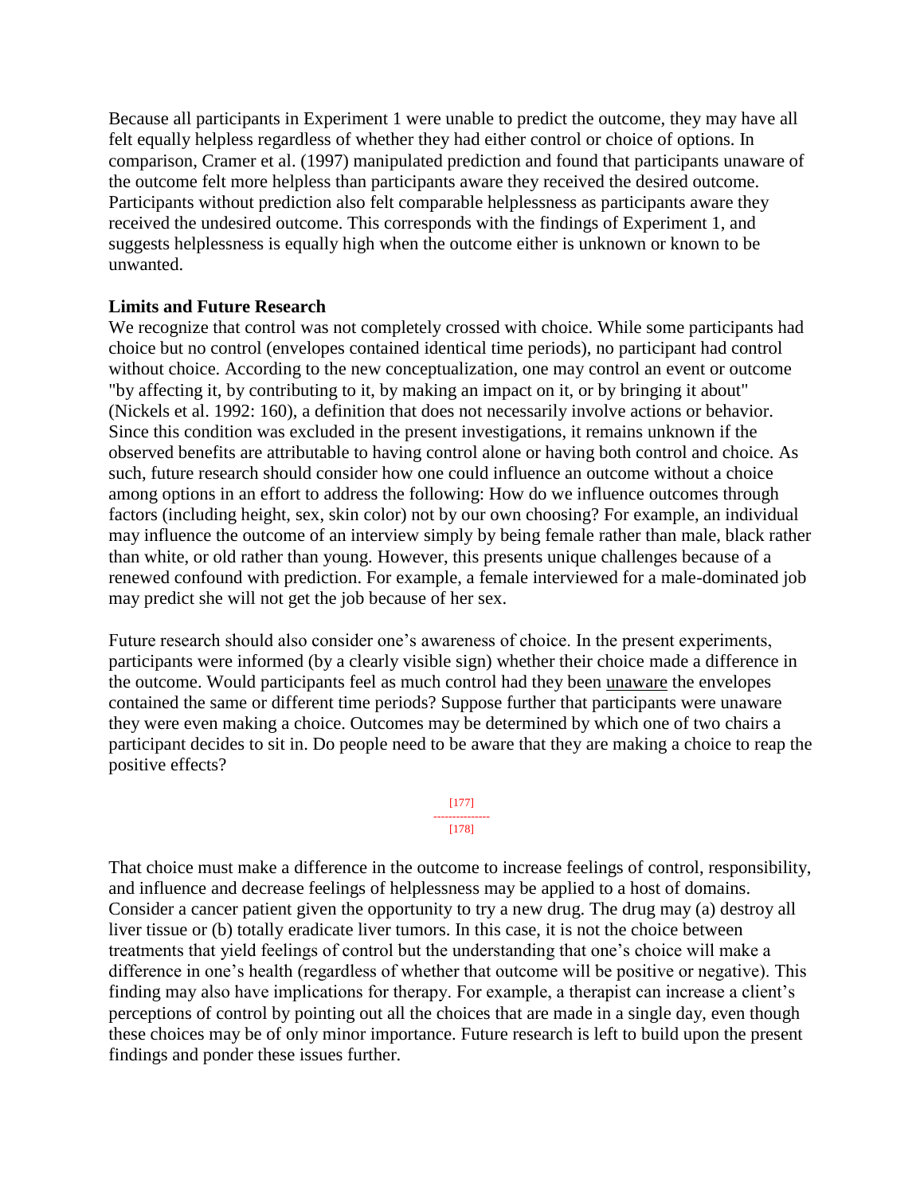Because all participants in Experiment 1 were unable to predict the outcome, they may have all felt equally helpless regardless of whether they had either control or choice of options. In comparison, Cramer et al. (1997) manipulated prediction and found that participants unaware of the outcome felt more helpless than participants aware they received the desired outcome. Participants without prediction also felt comparable helplessness as participants aware they received the undesired outcome. This corresponds with the findings of Experiment 1, and suggests helplessness is equally high when the outcome either is unknown or known to be unwanted.

**Limits and Future Research**

We recognize that control was not completely crossed with choice. While some participants had choice but no control (envelopes contained identical time periods), no participant had control without choice. According to the new conceptualization, one may control an event or outcome "by affecting it, by contributing to it, by making an impact on it, or by bringing it about" (Nickels et al. 1992: 160), a definition that does not necessarily involve actions or behavior. Since this condition was excluded in the present investigations, it remains unknown if the observed benefits are attributable to having control alone or having both control and choice. As such, future research should consider how one could influence an outcome without a choice among options in an effort to address the following: How do we influence outcomes through factors (including height, sex, skin color) not by our own choosing? For example, an individual may influence the outcome of an interview simply by being female rather than male, black rather than white, or old rather than young. However, this presents unique challenges because of a renewed confound with prediction. For example, a female interviewed for a male-dominated job may predict she will not get the job because of her sex.

Future research should also consider one's awareness of choice. In the present experiments, participants were informed (by a clearly visible sign) whether their choice made a difference in the outcome. Would participants feel as much control had they been unaware the envelopes contained the same or different time periods? Suppose further that participants were unaware they were even making a choice. Outcomes may be determined by which one of two chairs a participant decides to sit in. Do people need to be aware that they are making a choice to reap the positive effects?

That choice must make a difference in the outcome to increase feelings of control, responsibility, and influence and decrease feelings of helplessness may be applied to a host of domains. Consider a cancer patient given the opportunity to try a new drug. The drug may (a) destroy all liver tissue or (b) totally eradicate liver tumors. In this case, it is not the choice between treatments that yield feelings of control but the understanding that one's choice will make a difference in one's health (regardless of whether that outcome will be positive or negative). This finding may also have implications for therapy. For example, a therapist can increase a client's perceptions of control by pointing out all the choices that are made in a single day, even though these choices may be of only minor importance. Future research is left to build upon the present findings and ponder these issues further.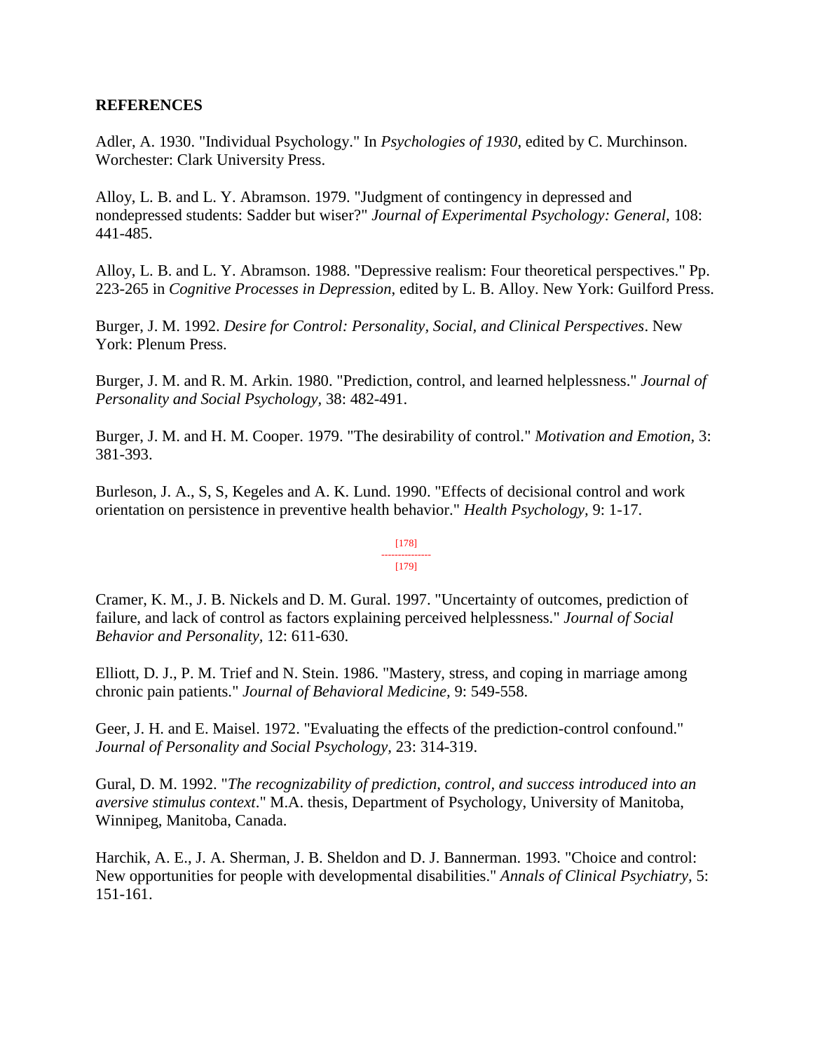**REFERENCES**

Adler, A. 1930. "Individual Psychology." In *Psychologies of 1930*, edited by C. Murchinson. Worchester: Clark University Press.

Alloy, L. B. and L. Y. Abramson. 1979. "Judgment of contingency in depressed and nondepressed students: Sadder but wiser?" *Journal of Experimental Psychology: General,* 108: 441-485.

Alloy, L. B. and L. Y. Abramson. 1988. "Depressive realism: Four theoretical perspectives." Pp. 223-265 in *Cognitive Processes in Depression*, edited by L. B. Alloy. New York: Guilford Press.

Burger, J. M. 1992. *Desire for Control: Personality, Social, and Clinical Perspectives*. New York: Plenum Press.

Burger, J. M. and R. M. Arkin. 1980. "Prediction, control, and learned helplessness." *Journal of Personality and Social Psychology,* 38: 482-491.

Burger, J. M. and H. M. Cooper. 1979. "The desirability of control." *Motivation and Emotion,* 3: 381-393.

Burleson, J. A., S, S, Kegeles and A. K. Lund. 1990. "Effects of decisional control and work orientation on persistence in preventive health behavior." *Health Psychology,* 9: 1-17.

Cramer, K. M., J. B. Nickels and D. M. Gural. 1997. "Uncertainty of outcomes, prediction of failure, and lack of control as factors explaining perceived helplessness." *Journal of Social Behavior and Personality,* 12: 611-630.

Elliott, D. J., P. M. Trief and N. Stein. 1986. "Mastery, stress, and coping in marriage among chronic pain patients." *Journal of Behavioral Medicine,* 9: 549-558.

Geer, J. H. and E. Maisel. 1972. "Evaluating the effects of the prediction-control confound." *Journal of Personality and Social Psychology,* 23: 314-319.

Gural, D. M. 1992. "*The recognizability of prediction, control, and success introduced into an aversive stimulus context*." M.A. thesis, Department of Psychology, University of Manitoba, Winnipeg, Manitoba, Canada.

Harchik, A. E., J. A. Sherman, J. B. Sheldon and D. J. Bannerman. 1993. "Choice and control: New opportunities for people with developmental disabilities." *Annals of Clinical Psychiatry*, 5: 151-161.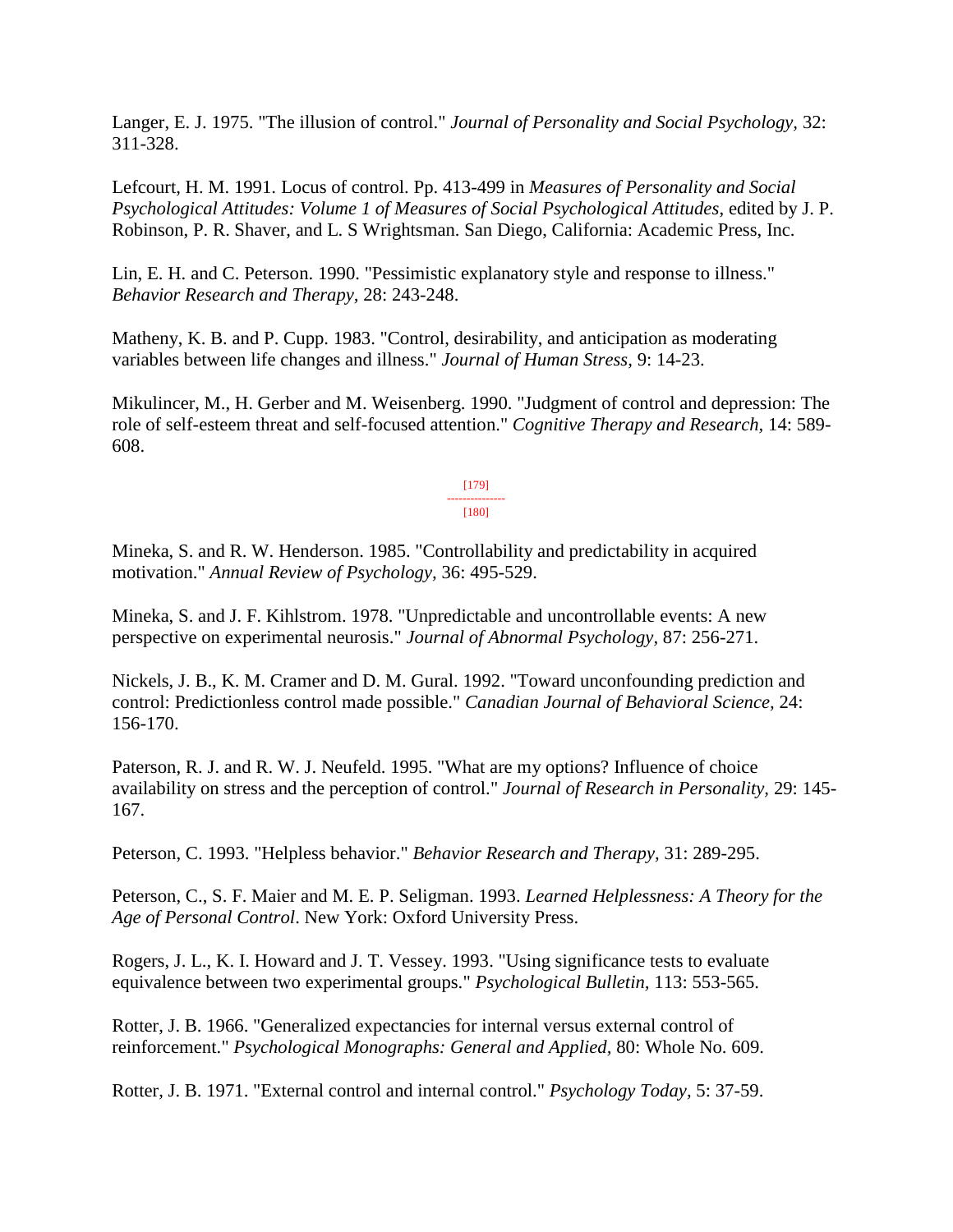Langer, E. J. 1975. "The illusion of control." *Journal of Personality and Social Psychology,* 32: 311-328.

Lefcourt, H. M. 1991. Locus of control. Pp. 413-499 in *Measures of Personality and Social Psychological Attitudes: Volume 1 of Measures of Social Psychological Attitudes*, edited by J. P. Robinson, P. R. Shaver, and L. S Wrightsman. San Diego, California: Academic Press, Inc.

Lin, E. H. and C. Peterson. 1990. "Pessimistic explanatory style and response to illness." *Behavior Research and Therapy,* 28: 243-248.

Matheny, K. B. and P. Cupp. 1983. "Control, desirability, and anticipation as moderating variables between life changes and illness." *Journal of Human Stress,* 9: 14-23.

Mikulincer, M., H. Gerber and M. Weisenberg. 1990. "Judgment of control and depression: The role of self-esteem threat and self-focused attention." *Cognitive Therapy and Research,* 14: 589-608.

Mineka, S. and R. W. Henderson. 1985. "Controllability and predictability in acquired motivation." *Annual Review of Psychology,* 36: 495-529.

Mineka, S. and J. F. Kihlstrom. 1978. "Unpredictable and uncontrollable events: A new perspective on experimental neurosis." *Journal of Abnormal Psychology,* 87: 256-271.

Nickels, J. B., K. M. Cramer and D. M. Gural. 1992. "Toward unconfounding prediction and control: Predictionless control made possible." *Canadian Journal of Behavioral Science,* 24: 156-170.

Paterson, R. J. and R. W. J. Neufeld. 1995. "What are my options? Influence of choice availability on stress and the perception of control." *Journal of Research in Personality,* 29: 145-167.

Peterson, C. 1993. "Helpless behavior." *Behavior Research and Therapy,* 31: 289-295.

Peterson, C., S. F. Maier and M. E. P. Seligman. 1993. *Learned Helplessness: A Theory for the Age of Personal Control*. New York: Oxford University Press.

Rogers, J. L., K. I. Howard and J. T. Vessey. 1993. "Using significance tests to evaluate equivalence between two experimental groups." *Psychological Bulletin,* 113: 553-565.

Rotter, J. B. 1966. "Generalized expectancies for internal versus external control of reinforcement." *Psychological Monographs: General and Applied,* 80: Whole No. 609.

Rotter, J. B. 1971. "External control and internal control." *Psychology Today,* 5: 37-59.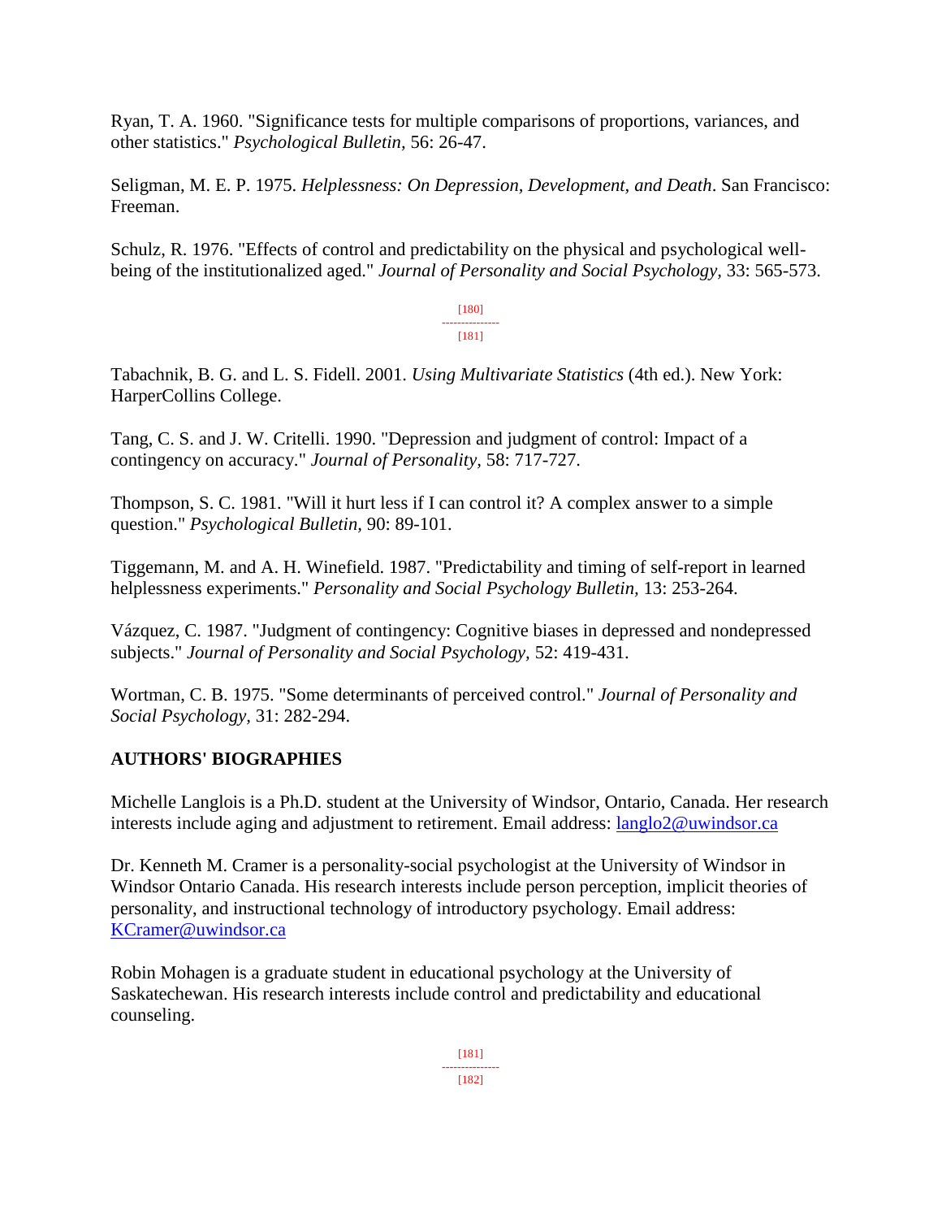Ryan, T. A. 1960. "Significance tests for multiple comparisons of proportions, variances, and other statistics." *Psychological Bulletin*, 56: 26-47.

Seligman, M. E. P. 1975. *Helplessness: On Depression, Development, and Death*. San Francisco: Freeman.

Schulz, R. 1976. "Effects of control and predictability on the physical and psychological well-being of the institutionalized aged." *Journal of Personality and Social Psychology*, 33: 565-573.

Tabachnik, B. G. and L. S. Fidell. 2001. *Using Multivariate Statistics* (4th ed.). New York: HarperCollins College.

Tang, C. S. and J. W. Critelli. 1990. "Depression and judgment of control: Impact of a contingency on accuracy." *Journal of Personality*, 58: 717-727.

Thompson, S. C. 1981. "Will it hurt less if I can control it? A complex answer to a simple question." *Psychological Bulletin*, 90: 89-101.

Tiggemann, M. and A. H. Winefield. 1987. "Predictability and timing of self-report in learned helplessness experiments." *Personality and Social Psychology Bulletin*, 13: 253-264.

Vázquez, C. 1987. "Judgment of contingency: Cognitive biases in depressed and nondepressed subjects." *Journal of Personality and Social Psychology*, 52: 419-431.

Wortman, C. B. 1975. "Some determinants of perceived control." *Journal of Personality and Social Psychology*, 31: 282-294.

## AUTHORS' BIOGRAPHIES

Michelle Langlois is a Ph.D. student at the University of Windsor, Ontario, Canada. Her research interests include aging and adjustment to retirement. Email address: langlo2@uwindsor.ca

Dr. Kenneth M. Cramer is a personality-social psychologist at the University of Windsor in Windsor Ontario Canada. His research interests include person perception, implicit theories of personality, and instructional technology of introductory psychology. Email address: KCramer@uwindsor.ca

Robin Mohagen is a graduate student in educational psychology at the University of Saskatechewan. His research interests include control and predictability and educational counseling.